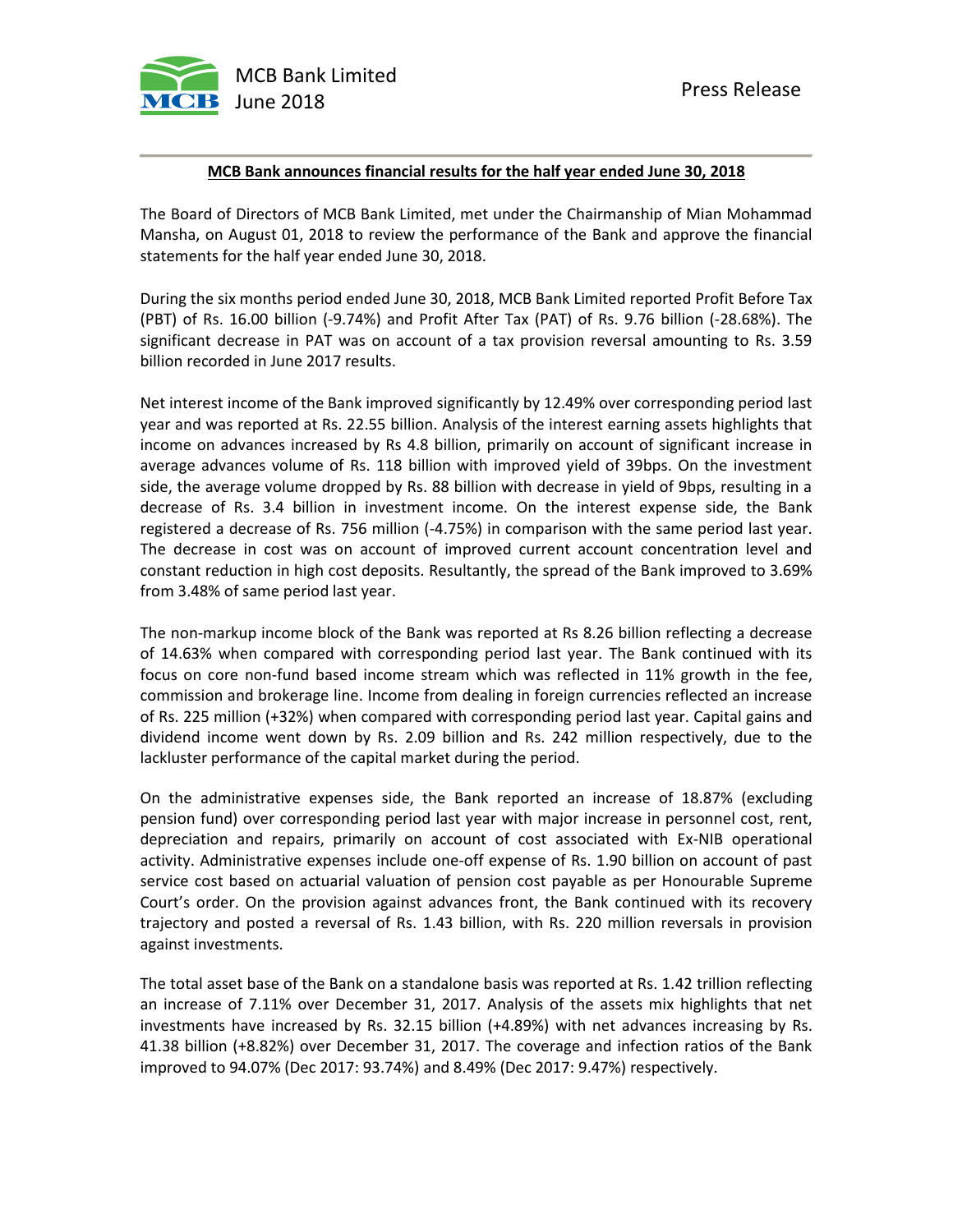MCB Bank Limited
June 2018

Press Release

## MCB Bank announces financial results for the half year ended June 30, 2018

The Board of Directors of MCB Bank Limited, met under the Chairmanship of Mian Mohammad Mansha, on August 01, 2018 to review the performance of the Bank and approve the financial statements for the half year ended June 30, 2018.

During the six months period ended June 30, 2018, MCB Bank Limited reported Profit Before Tax (PBT) of Rs. 16.00 billion (-9.74%) and Profit After Tax (PAT) of Rs. 9.76 billion (-28.68%). The significant decrease in PAT was on account of a tax provision reversal amounting to Rs. 3.59 billion recorded in June 2017 results.

Net interest income of the Bank improved significantly by 12.49% over corresponding period last year and was reported at Rs. 22.55 billion. Analysis of the interest earning assets highlights that income on advances increased by Rs 4.8 billion, primarily on account of significant increase in average advances volume of Rs. 118 billion with improved yield of 39bps. On the investment side, the average volume dropped by Rs. 88 billion with decrease in yield of 9bps, resulting in a decrease of Rs. 3.4 billion in investment income. On the interest expense side, the Bank registered a decrease of Rs. 756 million (-4.75%) in comparison with the same period last year. The decrease in cost was on account of improved current account concentration level and constant reduction in high cost deposits. Resultantly, the spread of the Bank improved to 3.69% from 3.48% of same period last year.

The non-markup income block of the Bank was reported at Rs 8.26 billion reflecting a decrease of 14.63% when compared with corresponding period last year. The Bank continued with its focus on core non-fund based income stream which was reflected in 11% growth in the fee, commission and brokerage line. Income from dealing in foreign currencies reflected an increase of Rs. 225 million (+32%) when compared with corresponding period last year. Capital gains and dividend income went down by Rs. 2.09 billion and Rs. 242 million respectively, due to the lackluster performance of the capital market during the period.

On the administrative expenses side, the Bank reported an increase of 18.87% (excluding pension fund) over corresponding period last year with major increase in personnel cost, rent, depreciation and repairs, primarily on account of cost associated with Ex-NIB operational activity. Administrative expenses include one-off expense of Rs. 1.90 billion on account of past service cost based on actuarial valuation of pension cost payable as per Honourable Supreme Court's order. On the provision against advances front, the Bank continued with its recovery trajectory and posted a reversal of Rs. 1.43 billion, with Rs. 220 million reversals in provision against investments.

The total asset base of the Bank on a standalone basis was reported at Rs. 1.42 trillion reflecting an increase of 7.11% over December 31, 2017. Analysis of the assets mix highlights that net investments have increased by Rs. 32.15 billion (+4.89%) with net advances increasing by Rs. 41.38 billion (+8.82%) over December 31, 2017. The coverage and infection ratios of the Bank improved to 94.07% (Dec 2017: 93.74%) and 8.49% (Dec 2017: 9.47%) respectively.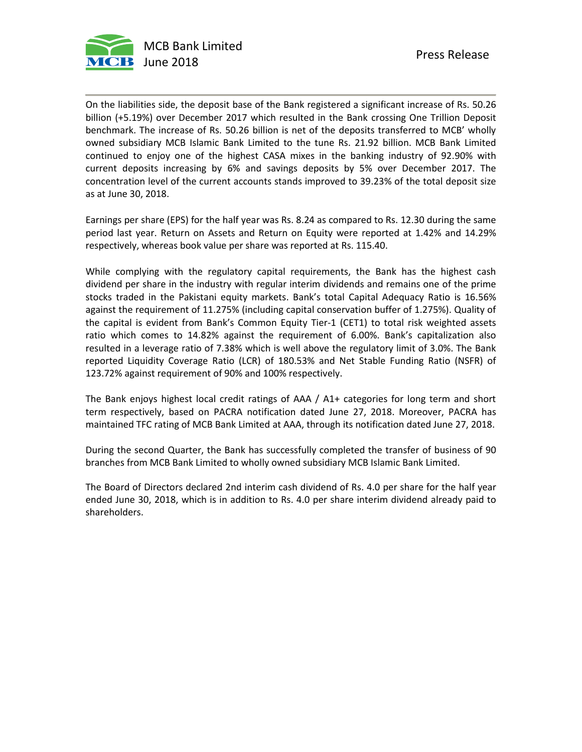On the liabilities side, the deposit base of the Bank registered a significant increase of Rs. 50.26 billion (+5.19%) over December 2017 which resulted in the Bank crossing One Trillion Deposit benchmark. The increase of Rs. 50.26 billion is net of the deposits transferred to MCB' wholly owned subsidiary MCB Islamic Bank Limited to the tune Rs. 21.92 billion. MCB Bank Limited continued to enjoy one of the highest CASA mixes in the banking industry of 92.90% with current deposits increasing by 6% and savings deposits by 5% over December 2017. The concentration level of the current accounts stands improved to 39.23% of the total deposit size as at June 30, 2018.

Earnings per share (EPS) for the half year was Rs. 8.24 as compared to Rs. 12.30 during the same period last year. Return on Assets and Return on Equity were reported at 1.42% and 14.29% respectively, whereas book value per share was reported at Rs. 115.40.

While complying with the regulatory capital requirements, the Bank has the highest cash dividend per share in the industry with regular interim dividends and remains one of the prime stocks traded in the Pakistani equity markets. Bank's total Capital Adequacy Ratio is 16.56% against the requirement of 11.275% (including capital conservation buffer of 1.275%). Quality of the capital is evident from Bank's Common Equity Tier-1 (CET1) to total risk weighted assets ratio which comes to 14.82% against the requirement of 6.00%. Bank's capitalization also resulted in a leverage ratio of 7.38% which is well above the regulatory limit of 3.0%. The Bank reported Liquidity Coverage Ratio (LCR) of 180.53% and Net Stable Funding Ratio (NSFR) of 123.72% against requirement of 90% and 100% respectively.

The Bank enjoys highest local credit ratings of AAA / A1+ categories for long term and short term respectively, based on PACRA notification dated June 27, 2018. Moreover, PACRA has maintained TFC rating of MCB Bank Limited at AAA, through its notification dated June 27, 2018.

During the second Quarter, the Bank has successfully completed the transfer of business of 90 branches from MCB Bank Limited to wholly owned subsidiary MCB Islamic Bank Limited.

The Board of Directors declared 2nd interim cash dividend of Rs. 4.0 per share for the half year ended June 30, 2018, which is in addition to Rs. 4.0 per share interim dividend already paid to shareholders.